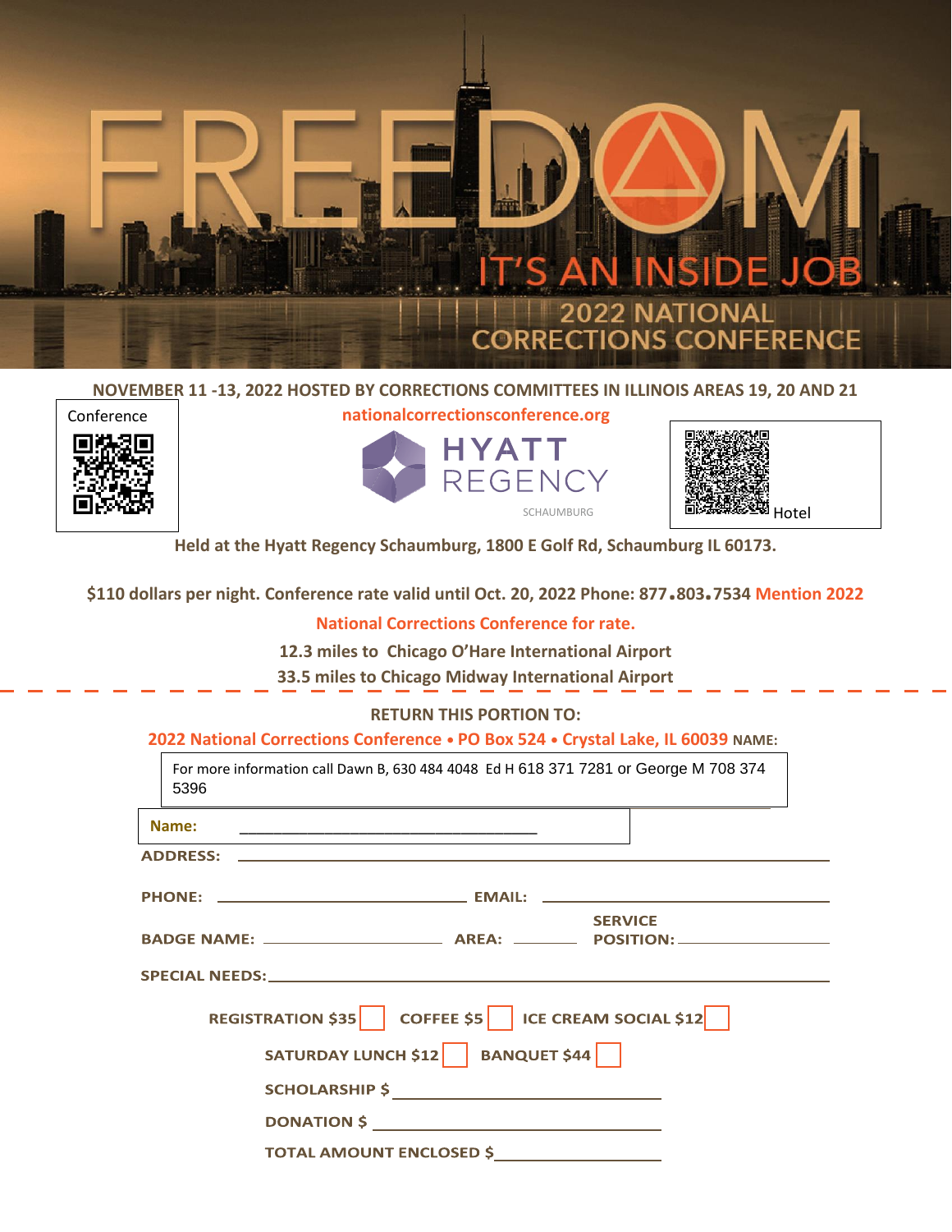# FREEDOM

## IT'S AN INSIDE JOB

### 2022 NATIONAL CORRECTIONS CONFERENCE

**NOVEMBER 11 -13, 2022 HOSTED BY CORRECTIONS COMMITTEES IN ILLINOIS AREAS 19, 20 AND 21**

Conference

**nationalcorrectionsconference.org**

HYATT REGENCY SCHAUMBURG

Hotel

**Held at the Hyatt Regency Schaumburg, 1800 E Golf Rd, Schaumburg IL 60173.**

**$110 dollars per night. Conference rate valid until Oct. 20, 2022 Phone: 877.803.7534 Mention 2022 National Corrections Conference for rate.**

**12.3 miles to Chicago O'Hare International Airport**

**33.5 miles to Chicago Midway International Airport**

---

**RETURN THIS PORTION TO:**

**2022 National Corrections Conference • PO Box 524 • Crystal Lake, IL 60039** NAME:

For more information call Dawn B, 630 484 4048 Ed H 618 371 7281 or George M 708 374 5396

**Name:** ______________________________

**ADDRESS:** ______________________________

**PHONE:** ______________________ **EMAIL:** ______________________

**BADGE NAME:** ________________ **AREA:** ________ **SERVICE POSITION:** ________________

**SPECIAL NEEDS:** ______________________________

**REGISTRATION $35** ☐ **COFFEE $5** ☐ **ICE CREAM SOCIAL $12** ☐

**SATURDAY LUNCH $12** ☐ **BANQUET $44** ☐

**SCHOLARSHIP $** ______________________

**DONATION $** ______________________

**TOTAL AMOUNT ENCLOSED $** ________________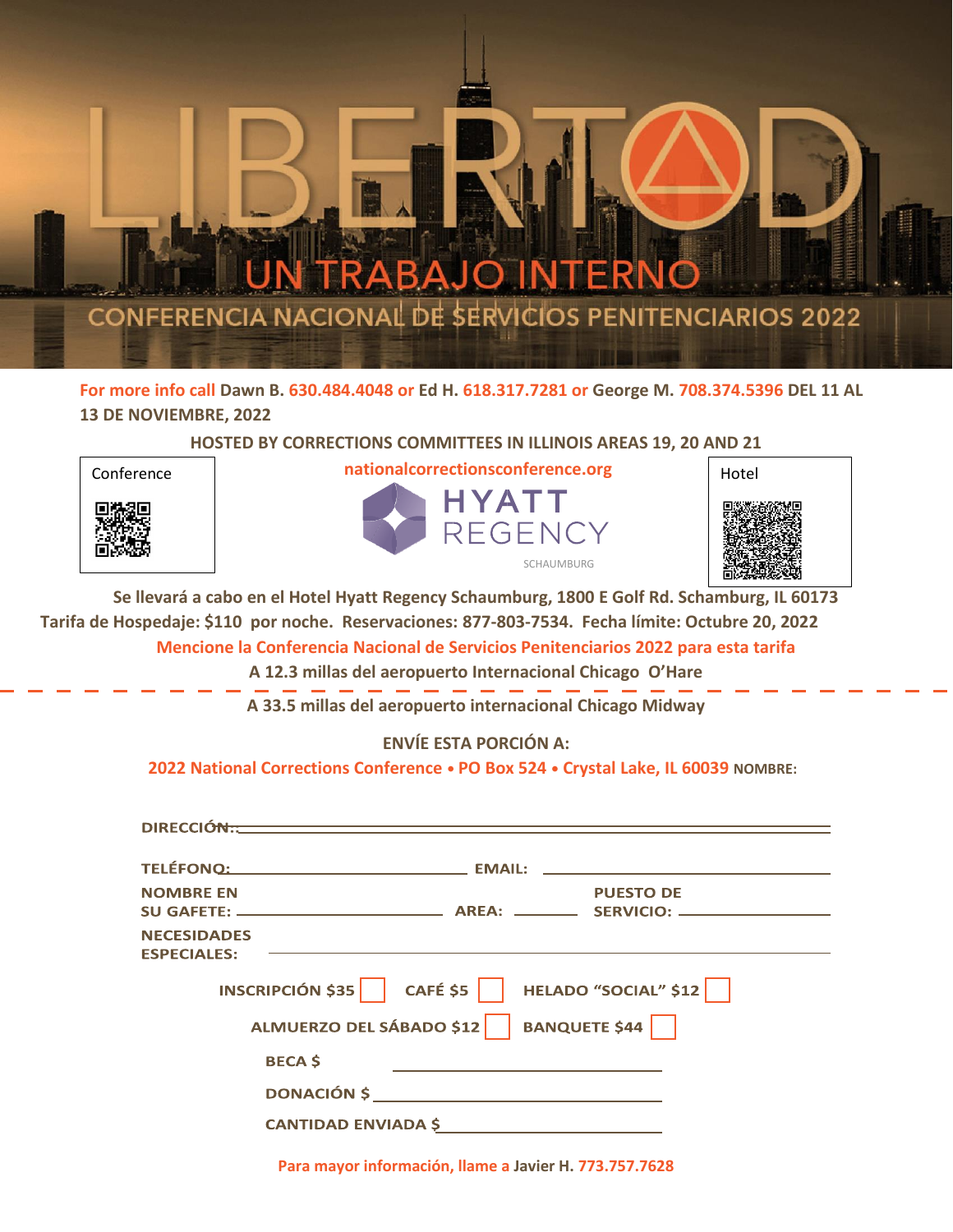# LIBERTAD

## UN TRABAJO INTERNO

### CONFERENCIA NACIONAL DE SERVICIOS PENITENCIARIOS 2022

**For more info call** Dawn B. 630.484.4048 **or** Ed H. 618.317.7281 **or** George M. 708.374.5396 **DEL 11 AL 13 DE NOVIEMBRE, 2022**

**HOSTED BY CORRECTIONS COMMITTEES IN ILLINOIS AREAS 19, 20 AND 21**

Conference

**nationalcorrectionsconference.org**

HYATT REGENCY SCHAUMBURG

Hotel

**Se llevará a cabo en el Hotel Hyatt Regency Schaumburg, 1800 E Golf Rd. Schamburg, IL 60173**

**Tarifa de Hospedaje: $110 por noche. Reservaciones: 877-803-7534. Fecha límite: Octubre 20, 2022**

**Mencione la Conferencia Nacional de Servicios Penitenciarios 2022 para esta tarifa**

**A 12.3 millas del aeropuerto Internacional Chicago O'Hare**

**A 33.5 millas del aeropuerto internacional Chicago Midway**

**ENVÍE ESTA PORCIÓN A:**

**2022 National Corrections Conference • PO Box 524 • Crystal Lake, IL 60039** **NOMBRE:**

**DIRECCIÓN:** ______________________________

**TELÉFONO:** ______________________ **EMAIL:** ______________________

**NOMBRE EN SU GAFETE:** __________________ **AREA:** ________ **PUESTO DE SERVICIO:** ______________

**NECESIDADES ESPECIALES:** ______________________________

**INSCRIPCIÓN $35** ☐ **CAFÉ $5** ☐ **HELADO "SOCIAL" $12** ☐

**ALMUERZO DEL SÁBADO $12** ☐ **BANQUETE $44** ☐

**BECA $** ______________________

**DONACIÓN $** ______________________

**CANTIDAD ENVIADA $** ______________________

**Para mayor información, llame a** Javier H. 773.757.7628